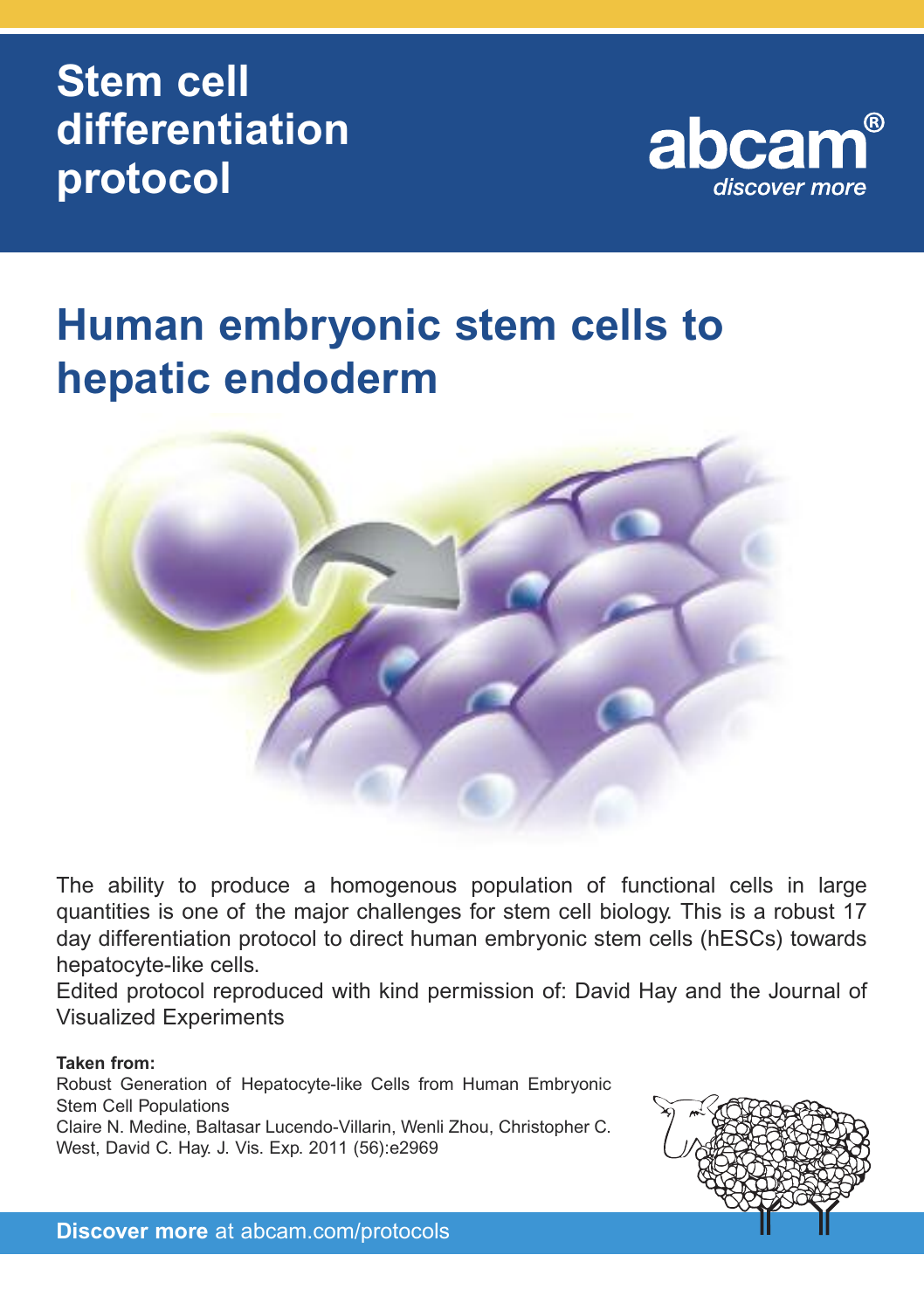# Stem cell differentiation protocol

abcam® discover more

## Human embryonic stem cells to hepatic endoderm

The ability to produce a homogenous population of functional cells in large quantities is one of the major challenges for stem cell biology. This is a robust 17 day differentiation protocol to direct human embryonic stem cells (hESCs) towards hepatocyte-like cells.

Edited protocol reproduced with kind permission of: David Hay and the Journal of Visualized Experiments

**Taken from:**

Robust Generation of Hepatocyte-like Cells from Human Embryonic Stem Cell Populations

Claire N. Medine, Baltasar Lucendo-Villarin, Wenli Zhou, Christopher C. West, David C. Hay. J. Vis. Exp. 2011 (56):e2969

**Discover more** at abcam.com/protocols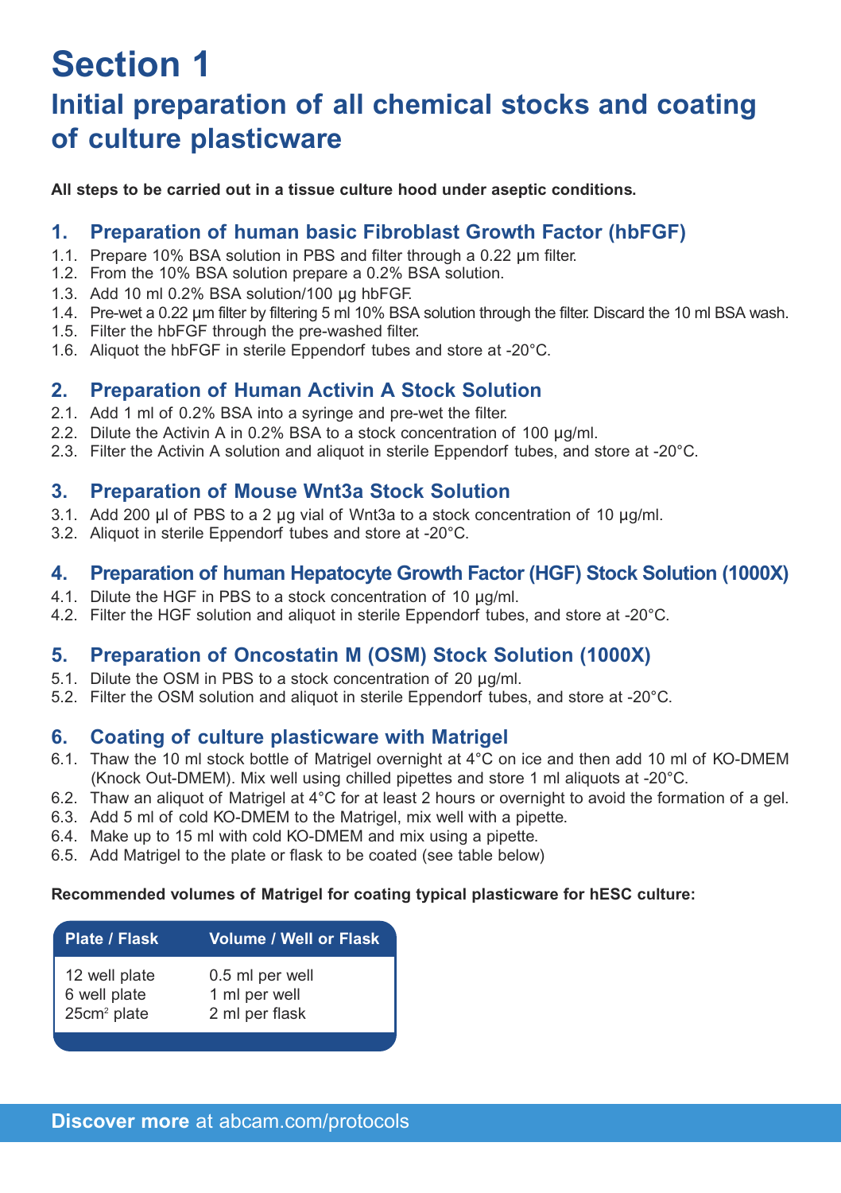# Section 1

## Initial preparation of all chemical stocks and coating of culture plasticware

**All steps to be carried out in a tissue culture hood under aseptic conditions.**

### 1. Preparation of human basic Fibroblast Growth Factor (hbFGF)

1.1. Prepare 10% BSA solution in PBS and filter through a 0.22 µm filter.
1.2. From the 10% BSA solution prepare a 0.2% BSA solution.
1.3. Add 10 ml 0.2% BSA solution/100 µg hbFGF.
1.4. Pre-wet a 0.22 µm filter by filtering 5 ml 10% BSA solution through the filter. Discard the 10 ml BSA wash.
1.5. Filter the hbFGF through the pre-washed filter.
1.6. Aliquot the hbFGF in sterile Eppendorf tubes and store at -20°C.

### 2. Preparation of Human Activin A Stock Solution

2.1. Add 1 ml of 0.2% BSA into a syringe and pre-wet the filter.
2.2. Dilute the Activin A in 0.2% BSA to a stock concentration of 100 µg/ml.
2.3. Filter the Activin A solution and aliquot in sterile Eppendorf tubes, and store at -20°C.

### 3. Preparation of Mouse Wnt3a Stock Solution

3.1. Add 200 µl of PBS to a 2 µg vial of Wnt3a to a stock concentration of 10 µg/ml.
3.2. Aliquot in sterile Eppendorf tubes and store at -20°C.

### 4. Preparation of human Hepatocyte Growth Factor (HGF) Stock Solution (1000X)

4.1. Dilute the HGF in PBS to a stock concentration of 10 µg/ml.
4.2. Filter the HGF solution and aliquot in sterile Eppendorf tubes, and store at -20°C.

### 5. Preparation of Oncostatin M (OSM) Stock Solution (1000X)

5.1. Dilute the OSM in PBS to a stock concentration of 20 µg/ml.
5.2. Filter the OSM solution and aliquot in sterile Eppendorf tubes, and store at -20°C.

### 6. Coating of culture plasticware with Matrigel

6.1. Thaw the 10 ml stock bottle of Matrigel overnight at 4°C on ice and then add 10 ml of KO-DMEM (Knock Out-DMEM). Mix well using chilled pipettes and store 1 ml aliquots at -20°C.
6.2. Thaw an aliquot of Matrigel at 4°C for at least 2 hours or overnight to avoid the formation of a gel.
6.3. Add 5 ml of cold KO-DMEM to the Matrigel, mix well with a pipette.
6.4. Make up to 15 ml with cold KO-DMEM and mix using a pipette.
6.5. Add Matrigel to the plate or flask to be coated (see table below)

**Recommended volumes of Matrigel for coating typical plasticware for hESC culture:**

| Plate / Flask | Volume / Well or Flask |
|---|---|
| 12 well plate | 0.5 ml per well |
| 6 well plate | 1 ml per well |
| $25cm^2$ plate | 2 ml per flask |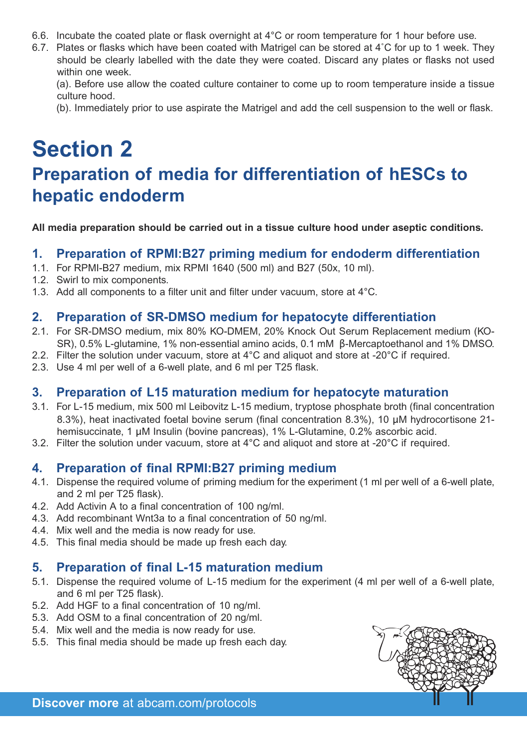6.6. Incubate the coated plate or flask overnight at 4°C or room temperature for 1 hour before use.

6.7. Plates or flasks which have been coated with Matrigel can be stored at 4˚C for up to 1 week. They should be clearly labelled with the date they were coated. Discard any plates or flasks not used within one week.

(a). Before use allow the coated culture container to come up to room temperature inside a tissue culture hood.

(b). Immediately prior to use aspirate the Matrigel and add the cell suspension to the well or flask.

# Section 2

## Preparation of media for differentiation of hESCs to hepatic endoderm

**All media preparation should be carried out in a tissue culture hood under aseptic conditions.**

### 1. Preparation of RPMI:B27 priming medium for endoderm differentiation

1.1. For RPMI-B27 medium, mix RPMI 1640 (500 ml) and B27 (50x, 10 ml).

1.2. Swirl to mix components.

1.3. Add all components to a filter unit and filter under vacuum, store at 4°C.

### 2. Preparation of SR-DMSO medium for hepatocyte differentiation

2.1. For SR-DMSO medium, mix 80% KO-DMEM, 20% Knock Out Serum Replacement medium (KO-SR), 0.5% L-glutamine, 1% non-essential amino acids, 0.1 mM β-Mercaptoethanol and 1% DMSO.

2.2. Filter the solution under vacuum, store at 4°C and aliquot and store at -20°C if required.

2.3. Use 4 ml per well of a 6-well plate, and 6 ml per T25 flask.

### 3. Preparation of L15 maturation medium for hepatocyte maturation

3.1. For L-15 medium, mix 500 ml Leibovitz L-15 medium, tryptose phosphate broth (final concentration 8.3%), heat inactivated foetal bovine serum (final concentration 8.3%), 10 µM hydrocortisone 21-hemisuccinate, 1 µM Insulin (bovine pancreas), 1% L-Glutamine, 0.2% ascorbic acid.

3.2. Filter the solution under vacuum, store at 4°C and aliquot and store at -20°C if required.

### 4. Preparation of final RPMI:B27 priming medium

4.1. Dispense the required volume of priming medium for the experiment (1 ml per well of a 6-well plate, and 2 ml per T25 flask).

4.2. Add Activin A to a final concentration of 100 ng/ml.

4.3. Add recombinant Wnt3a to a final concentration of 50 ng/ml.

4.4. Mix well and the media is now ready for use.

4.5. This final media should be made up fresh each day.

### 5. Preparation of final L-15 maturation medium

5.1. Dispense the required volume of L-15 medium for the experiment (4 ml per well of a 6-well plate, and 6 ml per T25 flask).

5.2. Add HGF to a final concentration of 10 ng/ml.

5.3. Add OSM to a final concentration of 20 ng/ml.

5.4. Mix well and the media is now ready for use.

5.5. This final media should be made up fresh each day.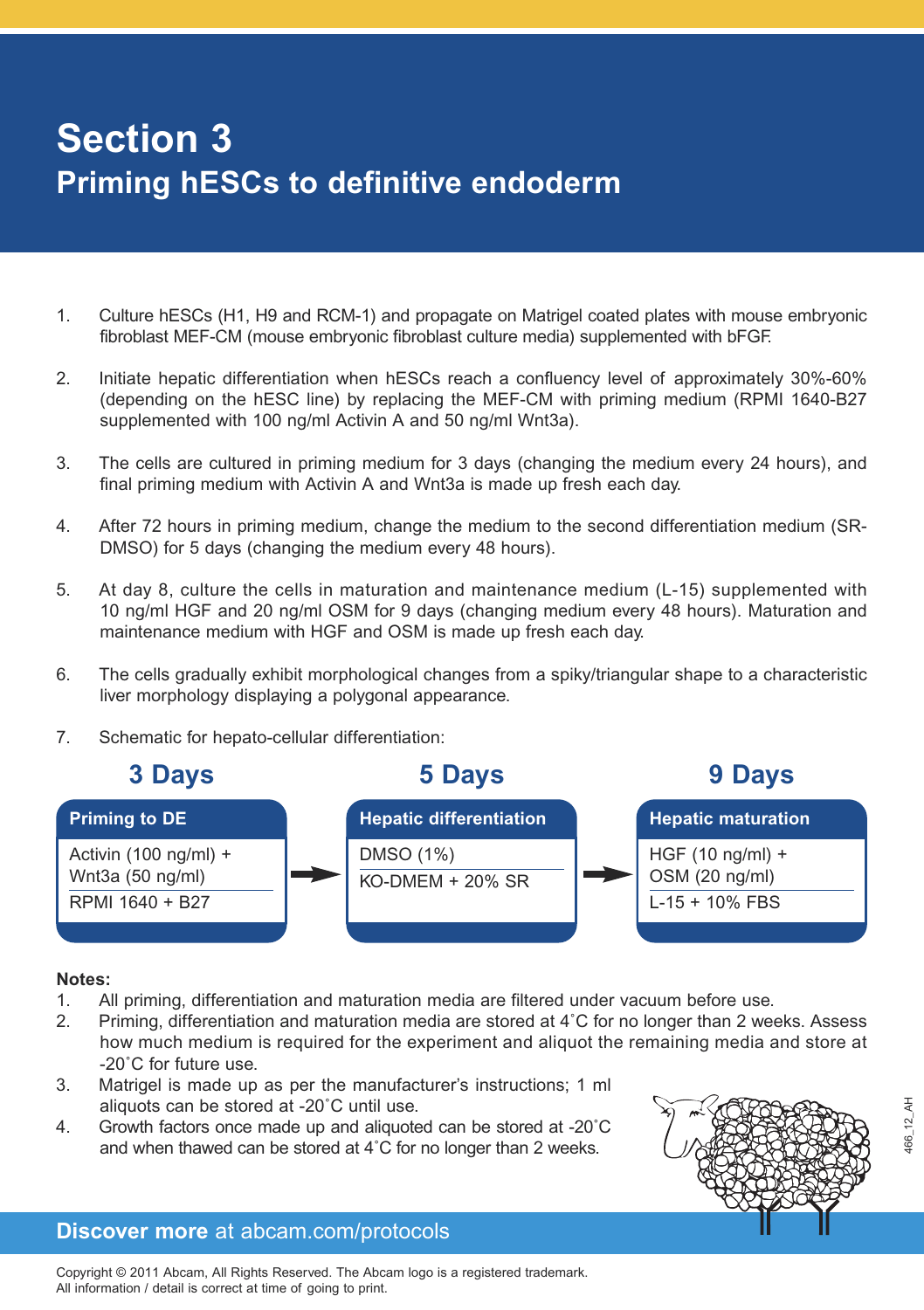# Section 3

## Priming hESCs to definitive endoderm

1. Culture hESCs (H1, H9 and RCM-1) and propagate on Matrigel coated plates with mouse embryonic fibroblast MEF-CM (mouse embryonic fibroblast culture media) supplemented with bFGF.

2. Initiate hepatic differentiation when hESCs reach a confluency level of approximately 30%-60% (depending on the hESC line) by replacing the MEF-CM with priming medium (RPMI 1640-B27 supplemented with 100 ng/ml Activin A and 50 ng/ml Wnt3a).

3. The cells are cultured in priming medium for 3 days (changing the medium every 24 hours), and final priming medium with Activin A and Wnt3a is made up fresh each day.

4. After 72 hours in priming medium, change the medium to the second differentiation medium (SR-DMSO) for 5 days (changing the medium every 48 hours).

5. At day 8, culture the cells in maturation and maintenance medium (L-15) supplemented with 10 ng/ml HGF and 20 ng/ml OSM for 9 days (changing medium every 48 hours). Maturation and maintenance medium with HGF and OSM is made up fresh each day.

6. The cells gradually exhibit morphological changes from a spiky/triangular shape to a characteristic liver morphology displaying a polygonal appearance.

7. Schematic for hepato-cellular differentiation:

| 3 Days | | 5 Days | | 9 Days |
|---|---|---|---|---|
| **Priming to DE** | → | **Hepatic differentiation** | → | **Hepatic maturation** |
| Activin (100 ng/ml) + Wnt3a (50 ng/ml) | | DMSO (1%) | | HGF (10 ng/ml) + OSM (20 ng/ml) |
| RPMI 1640 + B27 | | KO-DMEM + 20% SR | | L-15 + 10% FBS |

**Notes:**

1. All priming, differentiation and maturation media are filtered under vacuum before use.
2. Priming, differentiation and maturation media are stored at 4˚C for no longer than 2 weeks. Assess how much medium is required for the experiment and aliquot the remaining media and store at -20˚C for future use.
3. Matrigel is made up as per the manufacturer's instructions; 1 ml aliquots can be stored at -20˚C until use.
4. Growth factors once made up and aliquoted can be stored at -20˚C and when thawed can be stored at 4˚C for no longer than 2 weeks.

466_12_AH

**Discover more** at abcam.com/protocols

Copyright © 2011 Abcam, All Rights Reserved. The Abcam logo is a registered trademark.
All information / detail is correct at time of going to print.